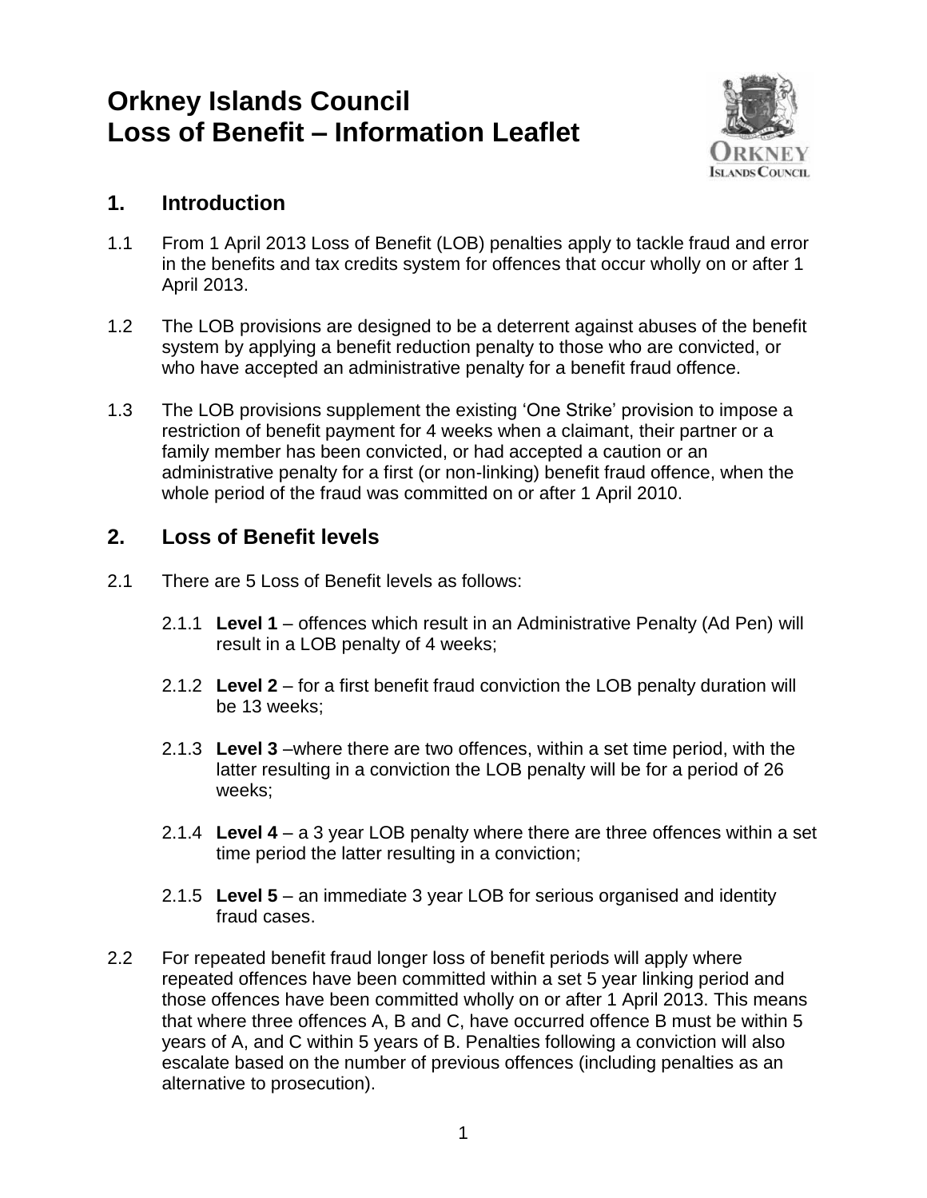# Orkney Islands Council
# Loss of Benefit – Information Leaflet

## 1. Introduction

1.1 From 1 April 2013 Loss of Benefit (LOB) penalties apply to tackle fraud and error in the benefits and tax credits system for offences that occur wholly on or after 1 April 2013.

1.2 The LOB provisions are designed to be a deterrent against abuses of the benefit system by applying a benefit reduction penalty to those who are convicted, or who have accepted an administrative penalty for a benefit fraud offence.

1.3 The LOB provisions supplement the existing 'One Strike' provision to impose a restriction of benefit payment for 4 weeks when a claimant, their partner or a family member has been convicted, or had accepted a caution or an administrative penalty for a first (or non-linking) benefit fraud offence, when the whole period of the fraud was committed on or after 1 April 2010.

## 2. Loss of Benefit levels

2.1 There are 5 Loss of Benefit levels as follows:

2.1.1 **Level 1** – offences which result in an Administrative Penalty (Ad Pen) will result in a LOB penalty of 4 weeks;

2.1.2 **Level 2** – for a first benefit fraud conviction the LOB penalty duration will be 13 weeks;

2.1.3 **Level 3** –where there are two offences, within a set time period, with the latter resulting in a conviction the LOB penalty will be for a period of 26 weeks;

2.1.4 **Level 4** – a 3 year LOB penalty where there are three offences within a set time period the latter resulting in a conviction;

2.1.5 **Level 5** – an immediate 3 year LOB for serious organised and identity fraud cases.

2.2 For repeated benefit fraud longer loss of benefit periods will apply where repeated offences have been committed within a set 5 year linking period and those offences have been committed wholly on or after 1 April 2013. This means that where three offences A, B and C, have occurred offence B must be within 5 years of A, and C within 5 years of B. Penalties following a conviction will also escalate based on the number of previous offences (including penalties as an alternative to prosecution).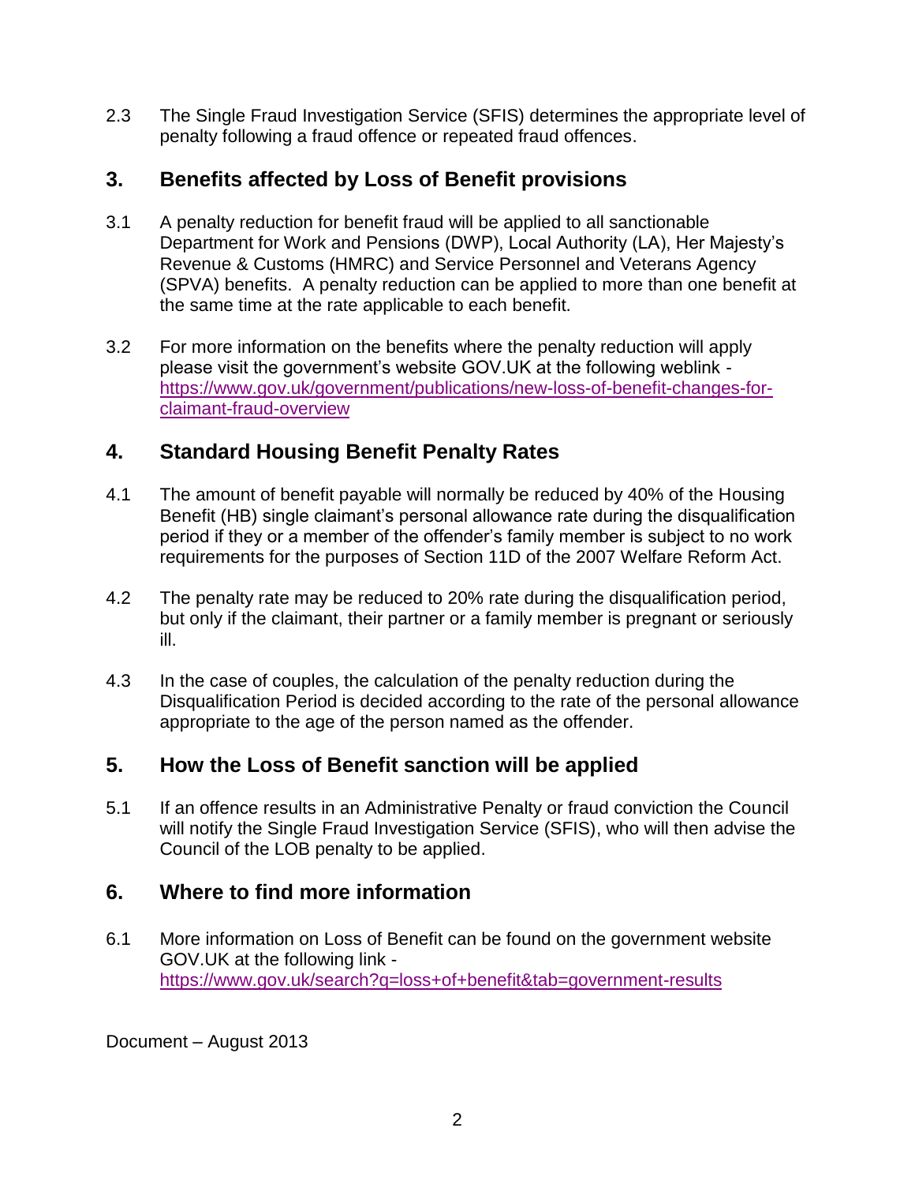2.3 The Single Fraud Investigation Service (SFIS) determines the appropriate level of penalty following a fraud offence or repeated fraud offences.

## 3. Benefits affected by Loss of Benefit provisions

3.1 A penalty reduction for benefit fraud will be applied to all sanctionable Department for Work and Pensions (DWP), Local Authority (LA), Her Majesty's Revenue & Customs (HMRC) and Service Personnel and Veterans Agency (SPVA) benefits. A penalty reduction can be applied to more than one benefit at the same time at the rate applicable to each benefit.

3.2 For more information on the benefits where the penalty reduction will apply please visit the government's website GOV.UK at the following weblink - https://www.gov.uk/government/publications/new-loss-of-benefit-changes-for-claimant-fraud-overview

## 4. Standard Housing Benefit Penalty Rates

4.1 The amount of benefit payable will normally be reduced by 40% of the Housing Benefit (HB) single claimant's personal allowance rate during the disqualification period if they or a member of the offender's family member is subject to no work requirements for the purposes of Section 11D of the 2007 Welfare Reform Act.

4.2 The penalty rate may be reduced to 20% rate during the disqualification period, but only if the claimant, their partner or a family member is pregnant or seriously ill.

4.3 In the case of couples, the calculation of the penalty reduction during the Disqualification Period is decided according to the rate of the personal allowance appropriate to the age of the person named as the offender.

## 5. How the Loss of Benefit sanction will be applied

5.1 If an offence results in an Administrative Penalty or fraud conviction the Council will notify the Single Fraud Investigation Service (SFIS), who will then advise the Council of the LOB penalty to be applied.

## 6. Where to find more information

6.1 More information on Loss of Benefit can be found on the government website GOV.UK at the following link - https://www.gov.uk/search?q=loss+of+benefit&tab=government-results

Document – August 2013